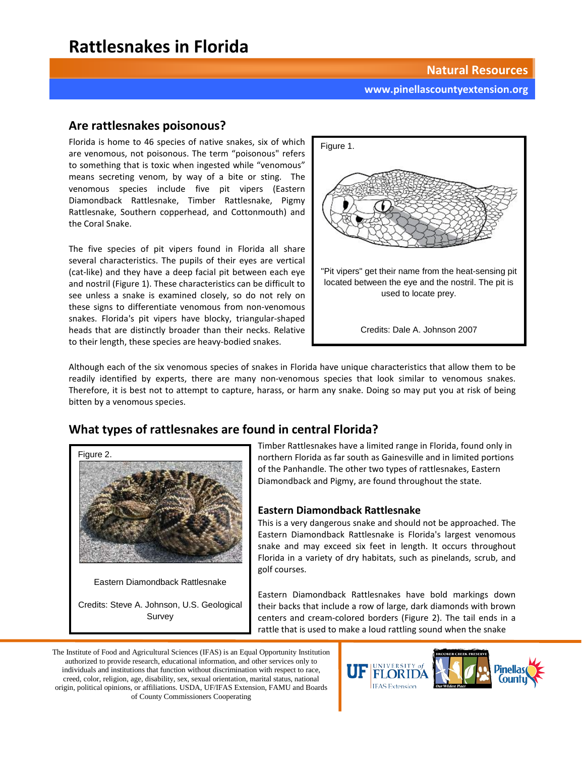# Rattlesnakes in Florida

**Natural Resources**

**www.pinellascountyextension.org**

## Are rattlesnakes poisonous?

Florida is home to 46 species of native snakes, six of which are venomous, not poisonous. The term "poisonous" refers to something that is toxic when ingested while "venomous" means secreting venom, by way of a bite or sting. The venomous species include five pit vipers (Eastern Diamondback Rattlesnake, Timber Rattlesnake, Pigmy Rattlesnake, Southern copperhead, and Cottonmouth) and the Coral Snake.

The five species of pit vipers found in Florida all share several characteristics. The pupils of their eyes are vertical (cat-like) and they have a deep facial pit between each eye and nostril (Figure 1). These characteristics can be difficult to see unless a snake is examined closely, so do not rely on these signs to differentiate venomous from non-venomous snakes. Florida's pit vipers have blocky, triangular-shaped heads that are distinctly broader than their necks. Relative to their length, these species are heavy-bodied snakes.

Figure 1.

"Pit vipers" get their name from the heat-sensing pit located between the eye and the nostril. The pit is used to locate prey.

Credits: Dale A. Johnson 2007

Although each of the six venomous species of snakes in Florida have unique characteristics that allow them to be readily identified by experts, there are many non-venomous species that look similar to venomous snakes. Therefore, it is best not to attempt to capture, harass, or harm any snake. Doing so may put you at risk of being bitten by a venomous species.

## What types of rattlesnakes are found in central Florida?

Figure 2.

Eastern Diamondback Rattlesnake

Credits: Steve A. Johnson, U.S. Geological Survey

Timber Rattlesnakes have a limited range in Florida, found only in northern Florida as far south as Gainesville and in limited portions of the Panhandle. The other two types of rattlesnakes, Eastern Diamondback and Pigmy, are found throughout the state.

### Eastern Diamondback Rattlesnake

This is a very dangerous snake and should not be approached. The Eastern Diamondback Rattlesnake is Florida's largest venomous snake and may exceed six feet in length. It occurs throughout Florida in a variety of dry habitats, such as pinelands, scrub, and golf courses.

Eastern Diamondback Rattlesnakes have bold markings down their backs that include a row of large, dark diamonds with brown centers and cream-colored borders (Figure 2). The tail ends in a rattle that is used to make a loud rattling sound when the snake

The Institute of Food and Agricultural Sciences (IFAS) is an Equal Opportunity Institution authorized to provide research, educational information, and other services only to individuals and institutions that function without discrimination with respect to race, creed, color, religion, age, disability, sex, sexual orientation, marital status, national origin, political opinions, or affiliations. USDA, UF/IFAS Extension, FAMU and Boards of County Commissioners Cooperating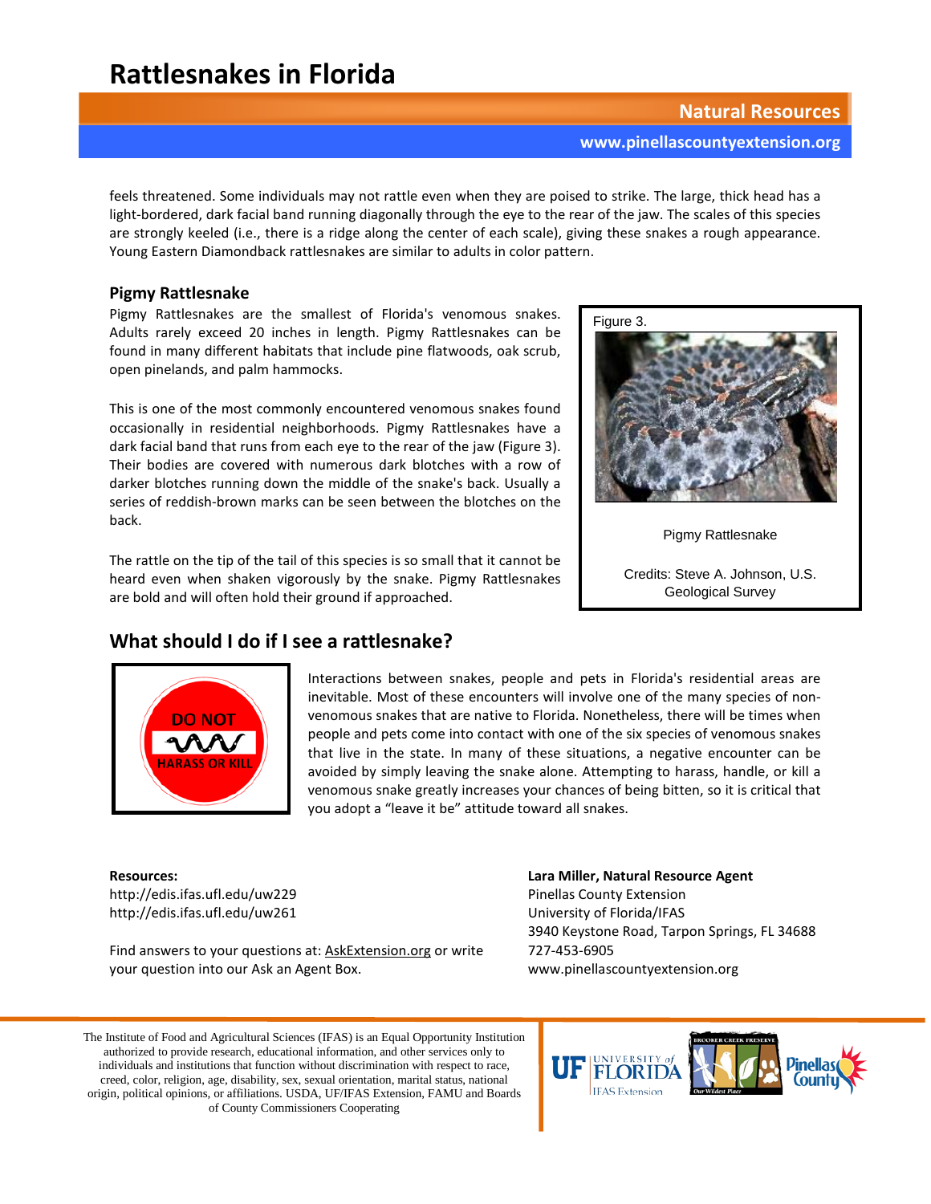feels threatened. Some individuals may not rattle even when they are poised to strike. The large, thick head has a light-bordered, dark facial band running diagonally through the eye to the rear of the jaw. The scales of this species are strongly keeled (i.e., there is a ridge along the center of each scale), giving these snakes a rough appearance. Young Eastern Diamondback rattlesnakes are similar to adults in color pattern.

### Pigmy Rattlesnake

Pigmy Rattlesnakes are the smallest of Florida's venomous snakes. Adults rarely exceed 20 inches in length. Pigmy Rattlesnakes can be found in many different habitats that include pine flatwoods, oak scrub, open pinelands, and palm hammocks.

This is one of the most commonly encountered venomous snakes found occasionally in residential neighborhoods. Pigmy Rattlesnakes have a dark facial band that runs from each eye to the rear of the jaw (Figure 3). Their bodies are covered with numerous dark blotches with a row of darker blotches running down the middle of the snake's back. Usually a series of reddish-brown marks can be seen between the blotches on the back.

The rattle on the tip of the tail of this species is so small that it cannot be heard even when shaken vigorously by the snake. Pigmy Rattlesnakes are bold and will often hold their ground if approached.

Figure 3.

Pigmy Rattlesnake

Credits: Steve A. Johnson, U.S. Geological Survey

## What should I do if I see a rattlesnake?

DO NOT HARASS OR KILL

Interactions between snakes, people and pets in Florida's residential areas are inevitable. Most of these encounters will involve one of the many species of non-venomous snakes that are native to Florida. Nonetheless, there will be times when people and pets come into contact with one of the six species of venomous snakes that live in the state. In many of these situations, a negative encounter can be avoided by simply leaving the snake alone. Attempting to harass, handle, or kill a venomous snake greatly increases your chances of being bitten, so it is critical that you adopt a "leave it be" attitude toward all snakes.

**Resources:**
http://edis.ifas.ufl.edu/uw229
http://edis.ifas.ufl.edu/uw261

Find answers to your questions at: AskExtension.org or write your question into our Ask an Agent Box.

**Lara Miller, Natural Resource Agent**
Pinellas County Extension
University of Florida/IFAS
3940 Keystone Road, Tarpon Springs, FL 34688
727-453-6905
www.pinellascountyextension.org

The Institute of Food and Agricultural Sciences (IFAS) is an Equal Opportunity Institution authorized to provide research, educational information, and other services only to individuals and institutions that function without discrimination with respect to race, creed, color, religion, age, disability, sex, sexual orientation, marital status, national origin, political opinions, or affiliations. USDA, UF/IFAS Extension, FAMU and Boards of County Commissioners Cooperating